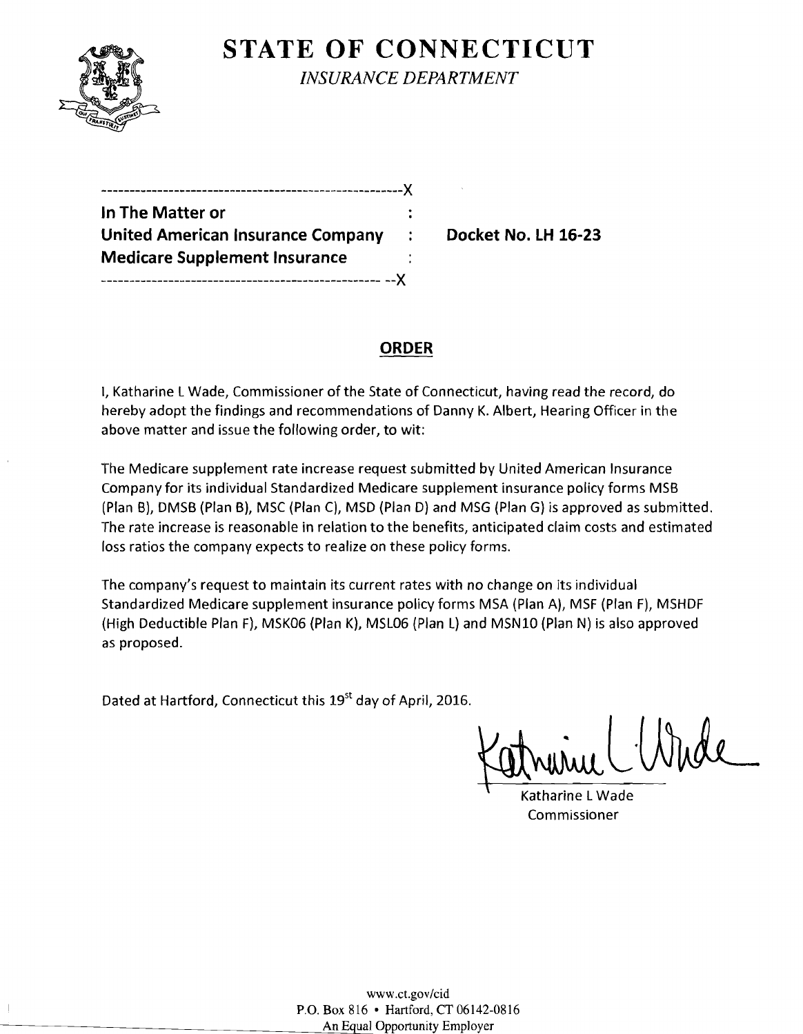# STATE OF CONNECTICUT

*INSURANCE DEPARTMENT*

------------------------------------------------------X

**In The Matter or** :

**United American Insurance Company** : **Docket No. LH 16-23**

**Medicare Supplement Insurance** :

------------------------------------------------------X

## ORDER

I, Katharine L Wade, Commissioner of the State of Connecticut, having read the record, do hereby adopt the findings and recommendations of Danny K. Albert, Hearing Officer in the above matter and issue the following order, to wit:

The Medicare supplement rate increase request submitted by United American Insurance Company for its individual Standardized Medicare supplement insurance policy forms MSB (Plan B), DMSB (Plan B), MSC (Plan C), MSD (Plan D) and MSG (Plan G) is approved as submitted. The rate increase is reasonable in relation to the benefits, anticipated claim costs and estimated loss ratios the company expects to realize on these policy forms.

The company's request to maintain its current rates with no change on its individual Standardized Medicare supplement insurance policy forms MSA (Plan A), MSF (Plan F), MSHDF (High Deductible Plan F), MSK06 (Plan K), MSL06 (Plan L) and MSN10 (Plan N) is also approved as proposed.

Dated at Hartford, Connecticut this 19st day of April, 2016.

Katharine L Wade
Commissioner

www.ct.gov/cid
P.O. Box 816 • Hartford, CT 06142-0816
An Equal Opportunity Employer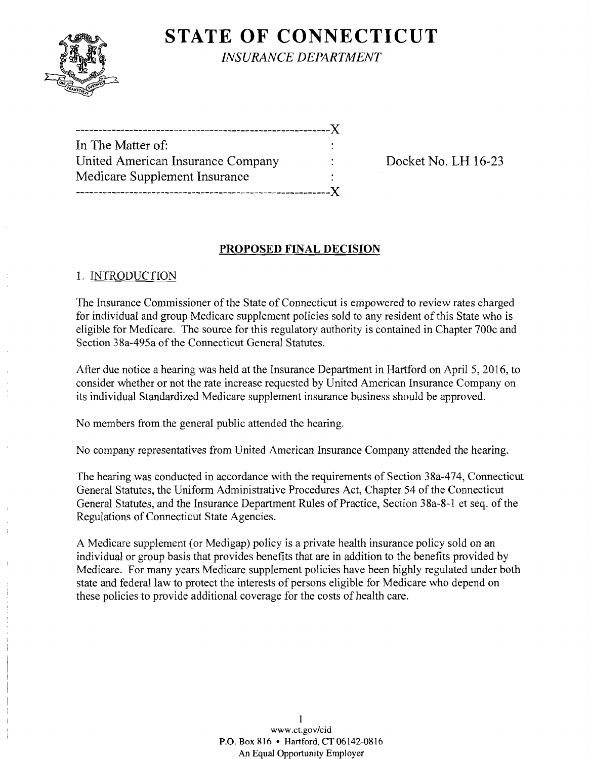# STATE OF CONNECTICUT

*INSURANCE DEPARTMENT*

---

In The Matter of:
United American Insurance Company
Medicare Supplement Insurance

Docket No. LH 16-23

---

## PROPOSED FINAL DECISION

### 1. INTRODUCTION

The Insurance Commissioner of the State of Connecticut is empowered to review rates charged for individual and group Medicare supplement policies sold to any resident of this State who is eligible for Medicare. The source for this regulatory authority is contained in Chapter 700c and Section 38a-495a of the Connecticut General Statutes.

After due notice a hearing was held at the Insurance Department in Hartford on April 5, 2016, to consider whether or not the rate increase requested by United American Insurance Company on its individual Standardized Medicare supplement insurance business should be approved.

No members from the general public attended the hearing.

No company representatives from United American Insurance Company attended the hearing.

The hearing was conducted in accordance with the requirements of Section 38a-474, Connecticut General Statutes, the Uniform Administrative Procedures Act, Chapter 54 of the Connecticut General Statutes, and the Insurance Department Rules of Practice, Section 38a-8-1 et seq. of the Regulations of Connecticut State Agencies.

A Medicare supplement (or Medigap) policy is a private health insurance policy sold on an individual or group basis that provides benefits that are in addition to the benefits provided by Medicare. For many years Medicare supplement policies have been highly regulated under both state and federal law to protect the interests of persons eligible for Medicare who depend on these policies to provide additional coverage for the costs of health care.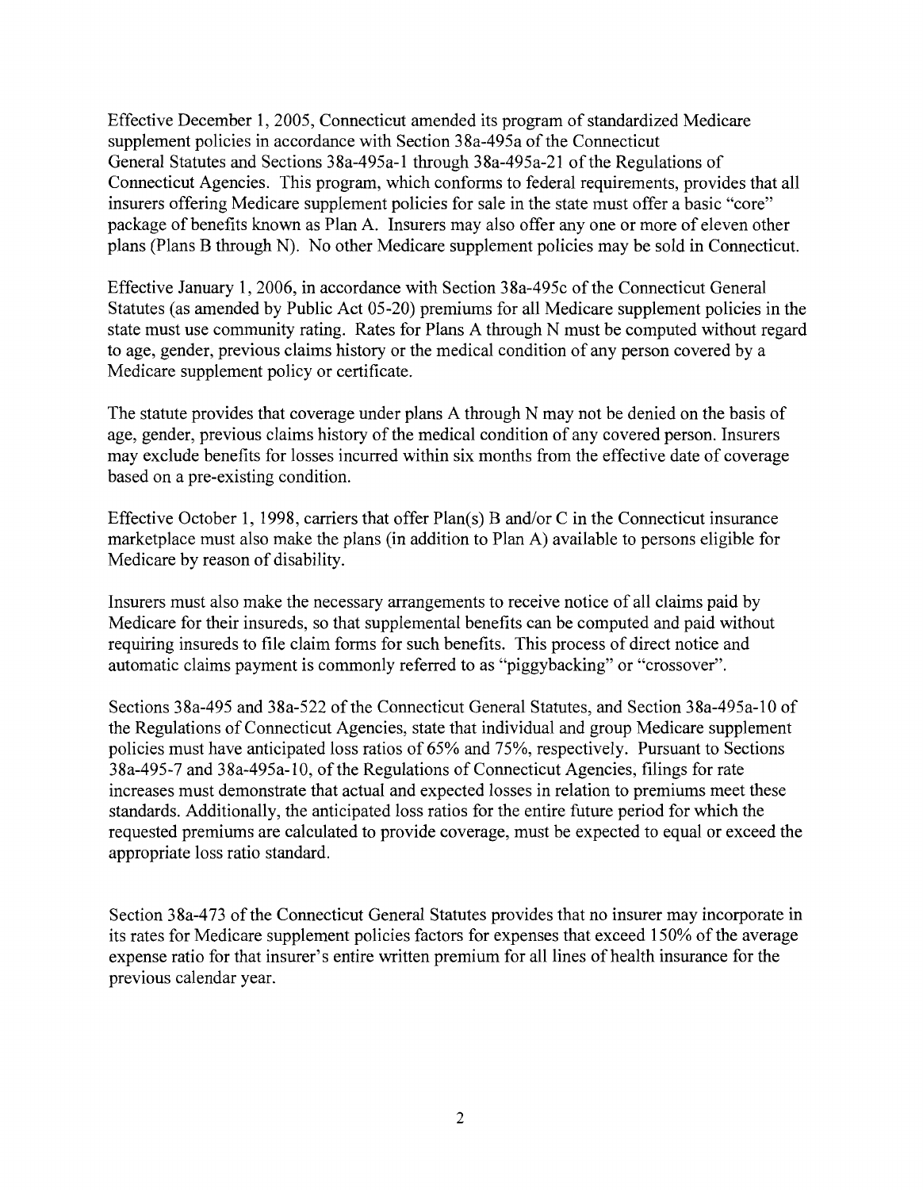Effective December 1, 2005, Connecticut amended its program of standardized Medicare supplement policies in accordance with Section 38a-495a of the Connecticut General Statutes and Sections 38a-495a-1 through 38a-495a-21 of the Regulations of Connecticut Agencies. This program, which conforms to federal requirements, provides that all insurers offering Medicare supplement policies for sale in the state must offer a basic "core" package of benefits known as Plan A. Insurers may also offer any one or more of eleven other plans (Plans B through N). No other Medicare supplement policies may be sold in Connecticut.

Effective January 1, 2006, in accordance with Section 38a-495c of the Connecticut General Statutes (as amended by Public Act 05-20) premiums for all Medicare supplement policies in the state must use community rating. Rates for Plans A through N must be computed without regard to age, gender, previous claims history or the medical condition of any person covered by a Medicare supplement policy or certificate.

The statute provides that coverage under plans A through N may not be denied on the basis of age, gender, previous claims history of the medical condition of any covered person. Insurers may exclude benefits for losses incurred within six months from the effective date of coverage based on a pre-existing condition.

Effective October 1, 1998, carriers that offer Plan(s) B and/or C in the Connecticut insurance marketplace must also make the plans (in addition to Plan A) available to persons eligible for Medicare by reason of disability.

Insurers must also make the necessary arrangements to receive notice of all claims paid by Medicare for their insureds, so that supplemental benefits can be computed and paid without requiring insureds to file claim forms for such benefits. This process of direct notice and automatic claims payment is commonly referred to as "piggybacking" or "crossover".

Sections 38a-495 and 38a-522 of the Connecticut General Statutes, and Section 38a-495a-10 of the Regulations of Connecticut Agencies, state that individual and group Medicare supplement policies must have anticipated loss ratios of 65% and 75%, respectively. Pursuant to Sections 38a-495-7 and 38a-495a-10, of the Regulations of Connecticut Agencies, filings for rate increases must demonstrate that actual and expected losses in relation to premiums meet these standards. Additionally, the anticipated loss ratios for the entire future period for which the requested premiums are calculated to provide coverage, must be expected to equal or exceed the appropriate loss ratio standard.

Section 38a-473 of the Connecticut General Statutes provides that no insurer may incorporate in its rates for Medicare supplement policies factors for expenses that exceed 150% of the average expense ratio for that insurer's entire written premium for all lines of health insurance for the previous calendar year.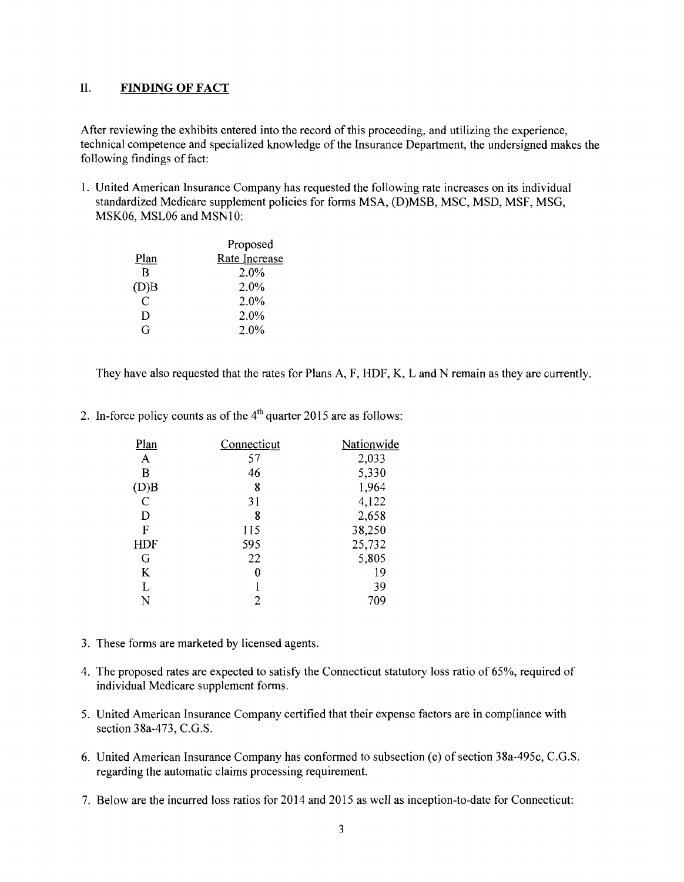## II. **FINDING OF FACT**

After reviewing the exhibits entered into the record of this proceeding, and utilizing the experience, technical competence and specialized knowledge of the Insurance Department, the undersigned makes the following findings of fact:

1. United American Insurance Company has requested the following rate increases on its individual standardized Medicare supplement policies for forms MSA, (D)MSB, MSC, MSD, MSF, MSG, MSK06, MSL06 and MSN10:

| Plan | Proposed Rate Increase |
|---|---|
| B | 2.0% |
| (D)B | 2.0% |
| C | 2.0% |
| D | 2.0% |
| G | 2.0% |

   They have also requested that the rates for Plans A, F, HDF, K, L and N remain as they are currently.

2. In-force policy counts as of the 4th quarter 2015 are as follows:

| Plan | Connecticut | Nationwide |
|---|---|---|
| A | 57 | 2,033 |
| B | 46 | 5,330 |
| (D)B | 8 | 1,964 |
| C | 31 | 4,122 |
| D | 8 | 2,658 |
| F | 115 | 38,250 |
| HDF | 595 | 25,732 |
| G | 22 | 5,805 |
| K | 0 | 19 |
| L | 1 | 39 |
| N | 2 | 709 |

3. These forms are marketed by licensed agents.

4. The proposed rates are expected to satisfy the Connecticut statutory loss ratio of 65%, required of individual Medicare supplement forms.

5. United American Insurance Company certified that their expense factors are in compliance with section 38a-473, C.G.S.

6. United American Insurance Company has conformed to subsection (e) of section 38a-495c, C.G.S. regarding the automatic claims processing requirement.

7. Below are the incurred loss ratios for 2014 and 2015 as well as inception-to-date for Connecticut: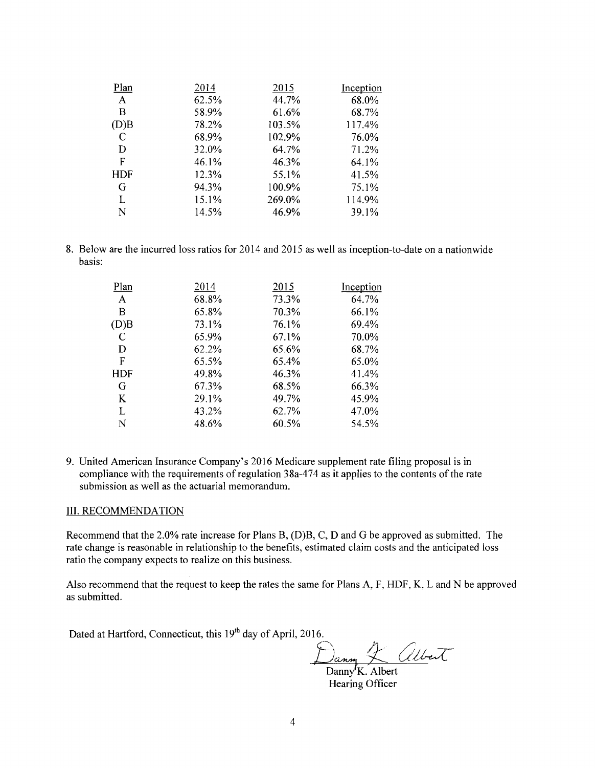| Plan | 2014 | 2015 | Inception |
|---|---|---|---|
| A | 62.5% | 44.7% | 68.0% |
| B | 58.9% | 61.6% | 68.7% |
| (D)B | 78.2% | 103.5% | 117.4% |
| C | 68.9% | 102.9% | 76.0% |
| D | 32.0% | 64.7% | 71.2% |
| F | 46.1% | 46.3% | 64.1% |
| HDF | 12.3% | 55.1% | 41.5% |
| G | 94.3% | 100.9% | 75.1% |
| L | 15.1% | 269.0% | 114.9% |
| N | 14.5% | 46.9% | 39.1% |

8. Below are the incurred loss ratios for 2014 and 2015 as well as inception-to-date on a nationwide basis:

| Plan | 2014 | 2015 | Inception |
|---|---|---|---|
| A | 68.8% | 73.3% | 64.7% |
| B | 65.8% | 70.3% | 66.1% |
| (D)B | 73.1% | 76.1% | 69.4% |
| C | 65.9% | 67.1% | 70.0% |
| D | 62.2% | 65.6% | 68.7% |
| F | 65.5% | 65.4% | 65.0% |
| HDF | 49.8% | 46.3% | 41.4% |
| G | 67.3% | 68.5% | 66.3% |
| K | 29.1% | 49.7% | 45.9% |
| L | 43.2% | 62.7% | 47.0% |
| N | 48.6% | 60.5% | 54.5% |

9. United American Insurance Company's 2016 Medicare supplement rate filing proposal is in compliance with the requirements of regulation 38a-474 as it applies to the contents of the rate submission as well as the actuarial memorandum.

## III. RECOMMENDATION

Recommend that the 2.0% rate increase for Plans B, (D)B, C, D and G be approved as submitted. The rate change is reasonable in relationship to the benefits, estimated claim costs and the anticipated loss ratio the company expects to realize on this business.

Also recommend that the request to keep the rates the same for Plans A, F, HDF, K, L and N be approved as submitted.

Dated at Hartford, Connecticut, this 19th day of April, 2016.

Danny K. Albert
Hearing Officer